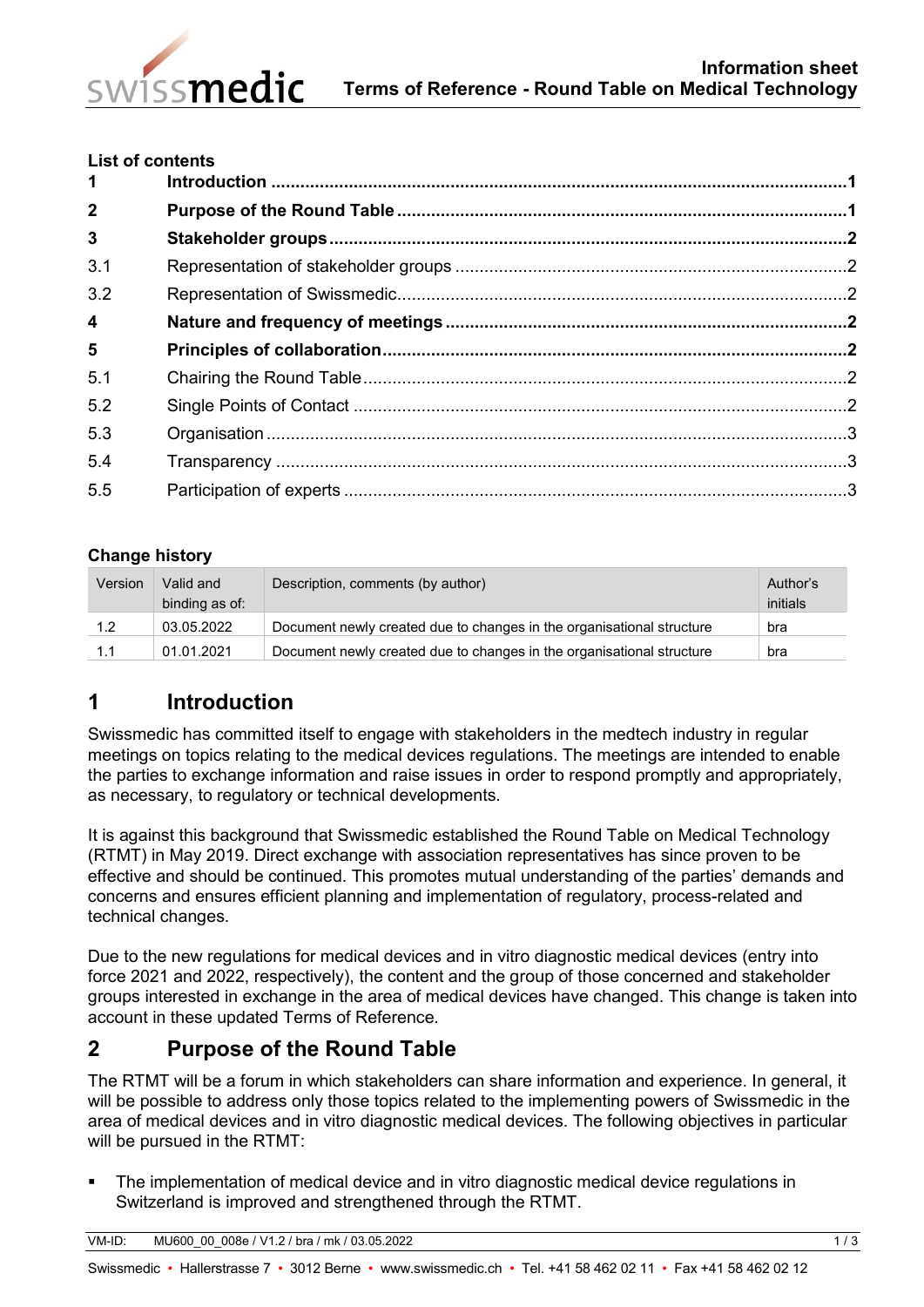**Information sheet**
**Terms of Reference - Round Table on Medical Technology**

**List of contents**

| | | |
|---|---|---|
| **1** | **Introduction** | **1** |
| **2** | **Purpose of the Round Table** | **1** |
| **3** | **Stakeholder groups** | **2** |
| 3.1 | Representation of stakeholder groups | 2 |
| 3.2 | Representation of Swissmedic | 2 |
| **4** | **Nature and frequency of meetings** | **2** |
| **5** | **Principles of collaboration** | **2** |
| 5.1 | Chairing the Round Table | 2 |
| 5.2 | Single Points of Contact | 2 |
| 5.3 | Organisation | 3 |
| 5.4 | Transparency | 3 |
| 5.5 | Participation of experts | 3 |

**Change history**

| Version | Valid and binding as of: | Description, comments (by author) | Author's initials |
|---|---|---|---|
| 1.2 | 03.05.2022 | Document newly created due to changes in the organisational structure | bra |
| 1.1 | 01.01.2021 | Document newly created due to changes in the organisational structure | bra |

# 1 Introduction

Swissmedic has committed itself to engage with stakeholders in the medtech industry in regular meetings on topics relating to the medical devices regulations. The meetings are intended to enable the parties to exchange information and raise issues in order to respond promptly and appropriately, as necessary, to regulatory or technical developments.

It is against this background that Swissmedic established the Round Table on Medical Technology (RTMT) in May 2019. Direct exchange with association representatives has since proven to be effective and should be continued. This promotes mutual understanding of the parties' demands and concerns and ensures efficient planning and implementation of regulatory, process-related and technical changes.

Due to the new regulations for medical devices and in vitro diagnostic medical devices (entry into force 2021 and 2022, respectively), the content and the group of those concerned and stakeholder groups interested in exchange in the area of medical devices have changed. This change is taken into account in these updated Terms of Reference.

# 2 Purpose of the Round Table

The RTMT will be a forum in which stakeholders can share information and experience. In general, it will be possible to address only those topics related to the implementing powers of Swissmedic in the area of medical devices and in vitro diagnostic medical devices. The following objectives in particular will be pursued in the RTMT:

- The implementation of medical device and in vitro diagnostic medical device regulations in Switzerland is improved and strengthened through the RTMT.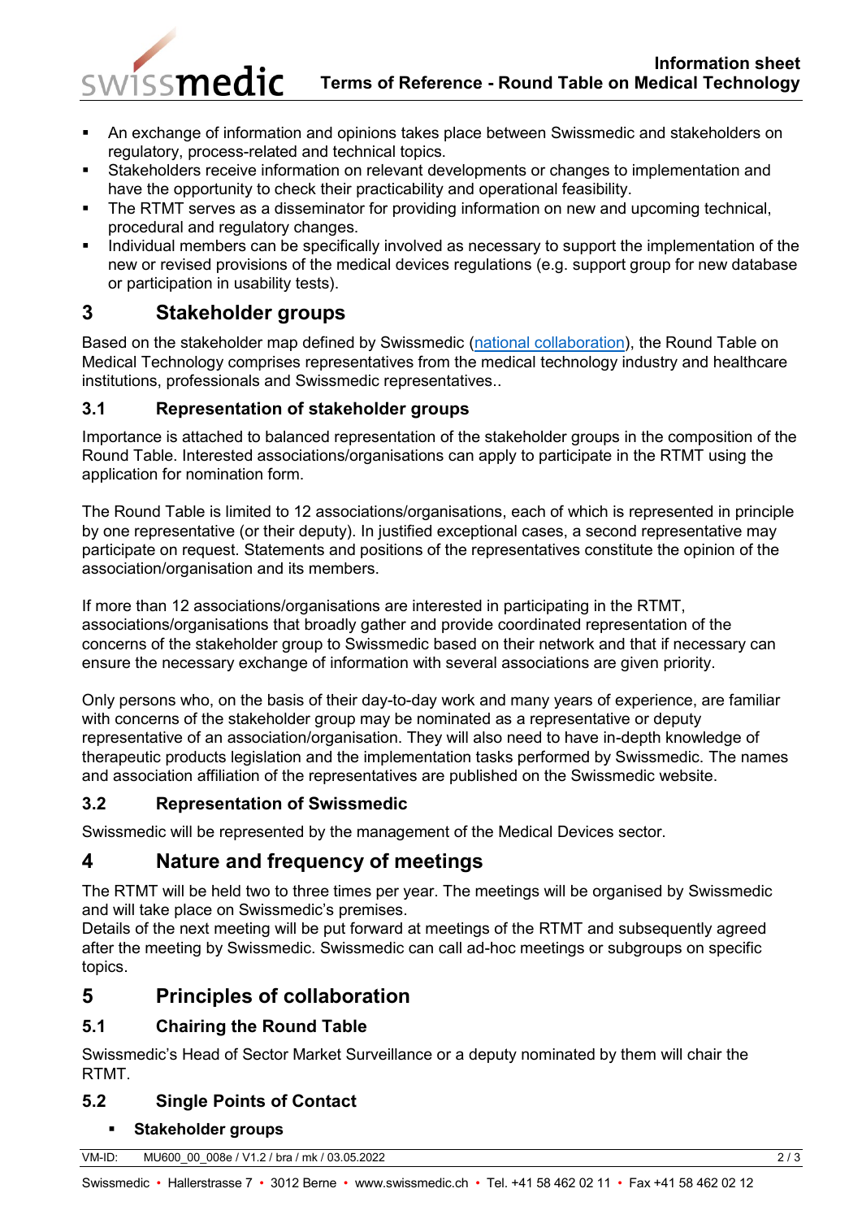- An exchange of information and opinions takes place between Swissmedic and stakeholders on regulatory, process-related and technical topics.
- Stakeholders receive information on relevant developments or changes to implementation and have the opportunity to check their practicability and operational feasibility.
- The RTMT serves as a disseminator for providing information on new and upcoming technical, procedural and regulatory changes.
- Individual members can be specifically involved as necessary to support the implementation of the new or revised provisions of the medical devices regulations (e.g. support group for new database or participation in usability tests).

# 3 Stakeholder groups

Based on the stakeholder map defined by Swissmedic (national collaboration), the Round Table on Medical Technology comprises representatives from the medical technology industry and healthcare institutions, professionals and Swissmedic representatives..

## 3.1 Representation of stakeholder groups

Importance is attached to balanced representation of the stakeholder groups in the composition of the Round Table. Interested associations/organisations can apply to participate in the RTMT using the application for nomination form.

The Round Table is limited to 12 associations/organisations, each of which is represented in principle by one representative (or their deputy). In justified exceptional cases, a second representative may participate on request. Statements and positions of the representatives constitute the opinion of the association/organisation and its members.

If more than 12 associations/organisations are interested in participating in the RTMT, associations/organisations that broadly gather and provide coordinated representation of the concerns of the stakeholder group to Swissmedic based on their network and that if necessary can ensure the necessary exchange of information with several associations are given priority.

Only persons who, on the basis of their day-to-day work and many years of experience, are familiar with concerns of the stakeholder group may be nominated as a representative or deputy representative of an association/organisation. They will also need to have in-depth knowledge of therapeutic products legislation and the implementation tasks performed by Swissmedic. The names and association affiliation of the representatives are published on the Swissmedic website.

## 3.2 Representation of Swissmedic

Swissmedic will be represented by the management of the Medical Devices sector.

# 4 Nature and frequency of meetings

The RTMT will be held two to three times per year. The meetings will be organised by Swissmedic and will take place on Swissmedic's premises.
Details of the next meeting will be put forward at meetings of the RTMT and subsequently agreed after the meeting by Swissmedic. Swissmedic can call ad-hoc meetings or subgroups on specific topics.

# 5 Principles of collaboration

## 5.1 Chairing the Round Table

Swissmedic's Head of Sector Market Surveillance or a deputy nominated by them will chair the RTMT.

## 5.2 Single Points of Contact

- **Stakeholder groups**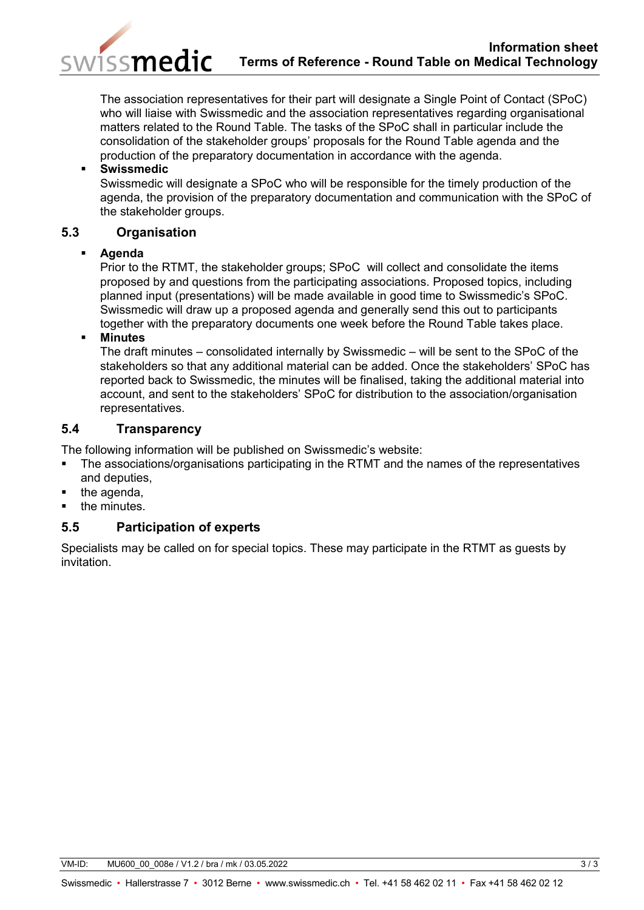The association representatives for their part will designate a Single Point of Contact (SPoC) who will liaise with Swissmedic and the association representatives regarding organisational matters related to the Round Table. The tasks of the SPoC shall in particular include the consolidation of the stakeholder groups' proposals for the Round Table agenda and the production of the preparatory documentation in accordance with the agenda.

- **Swissmedic**
  Swissmedic will designate a SPoC who will be responsible for the timely production of the agenda, the provision of the preparatory documentation and communication with the SPoC of the stakeholder groups.

## 5.3 Organisation

- **Agenda**
  Prior to the RTMT, the stakeholder groups; SPoC will collect and consolidate the items proposed by and questions from the participating associations. Proposed topics, including planned input (presentations) will be made available in good time to Swissmedic's SPoC. Swissmedic will draw up a proposed agenda and generally send this out to participants together with the preparatory documents one week before the Round Table takes place.
- **Minutes**
  The draft minutes – consolidated internally by Swissmedic – will be sent to the SPoC of the stakeholders so that any additional material can be added. Once the stakeholders' SPoC has reported back to Swissmedic, the minutes will be finalised, taking the additional material into account, and sent to the stakeholders' SPoC for distribution to the association/organisation representatives.

## 5.4 Transparency

The following information will be published on Swissmedic's website:

- The associations/organisations participating in the RTMT and the names of the representatives and deputies,
- the agenda,
- the minutes.

## 5.5 Participation of experts

Specialists may be called on for special topics. These may participate in the RTMT as guests by invitation.